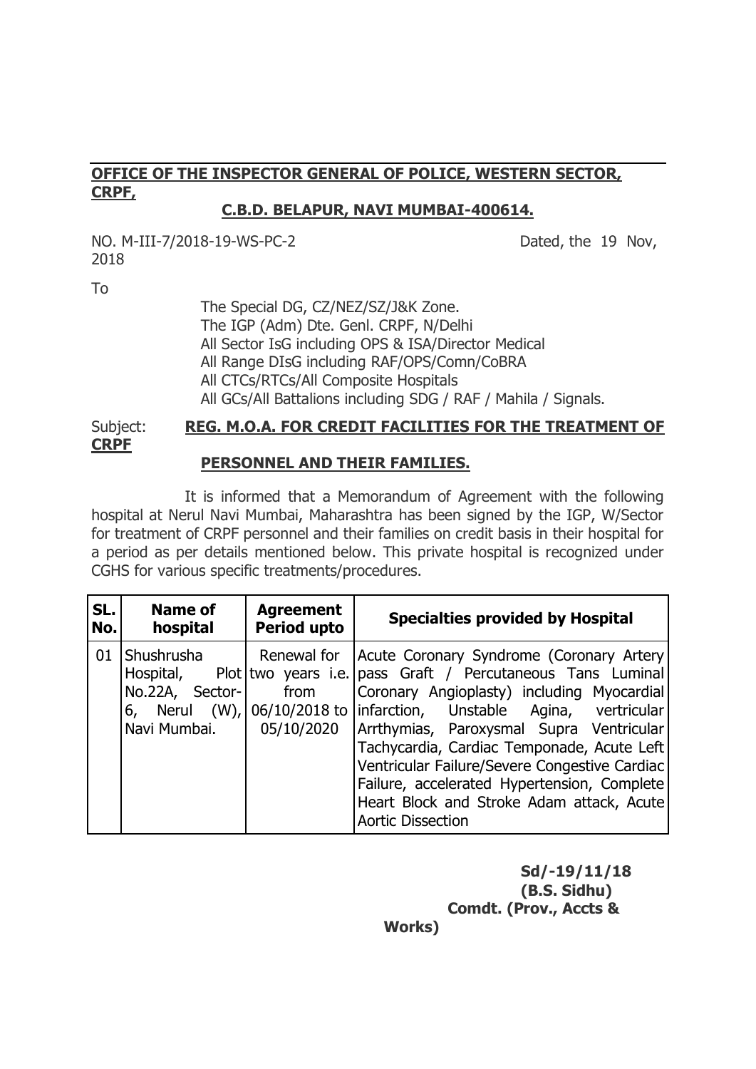**OFFICE OF THE INSPECTOR GENERAL OF POLICE, WESTERN SECTOR, CRPF,**

**C.B.D. BELAPUR, NAVI MUMBAI-400614.**

NO. M-III-7/2018-19-WS-PC-2 Dated, the 19 Nov, 2018

To

The Special DG, CZ/NEZ/SZ/J&K Zone.
The IGP (Adm) Dte. Genl. CRPF, N/Delhi
All Sector IsG including OPS & ISA/Director Medical
All Range DIsG including RAF/OPS/Comn/CoBRA
All CTCs/RTCs/All Composite Hospitals
All GCs/All Battalions including SDG / RAF / Mahila / Signals.

Subject: **REG. M.O.A. FOR CREDIT FACILITIES FOR THE TREATMENT OF CRPF PERSONNEL AND THEIR FAMILIES.**

It is informed that a Memorandum of Agreement with the following hospital at Nerul Navi Mumbai, Maharashtra has been signed by the IGP, W/Sector for treatment of CRPF personnel and their families on credit basis in their hospital for a period as per details mentioned below. This private hospital is recognized under CGHS for various specific treatments/procedures.

| SL. No. | Name of hospital | Agreement Period upto | Specialties provided by Hospital |
|---|---|---|---|
| 01 | Shushrusha Hospital, Plot No.22A, Sector-6, Nerul (W), Navi Mumbai. | Renewal for two years i.e. from 06/10/2018 to 05/10/2020 | Acute Coronary Syndrome (Coronary Artery pass Graft / Percutaneous Tans Luminal Coronary Angioplasty) including Myocardial infarction, Unstable Agina, vertricular Arrthymias, Paroxysmal Supra Ventricular Tachycardia, Cardiac Temponade, Acute Left Ventricular Failure/Severe Congestive Cardiac Failure, accelerated Hypertension, Complete Heart Block and Stroke Adam attack, Acute Aortic Dissection |

**Sd/-19/11/18**
**(B.S. Sidhu)**
**Comdt. (Prov., Accts & Works)**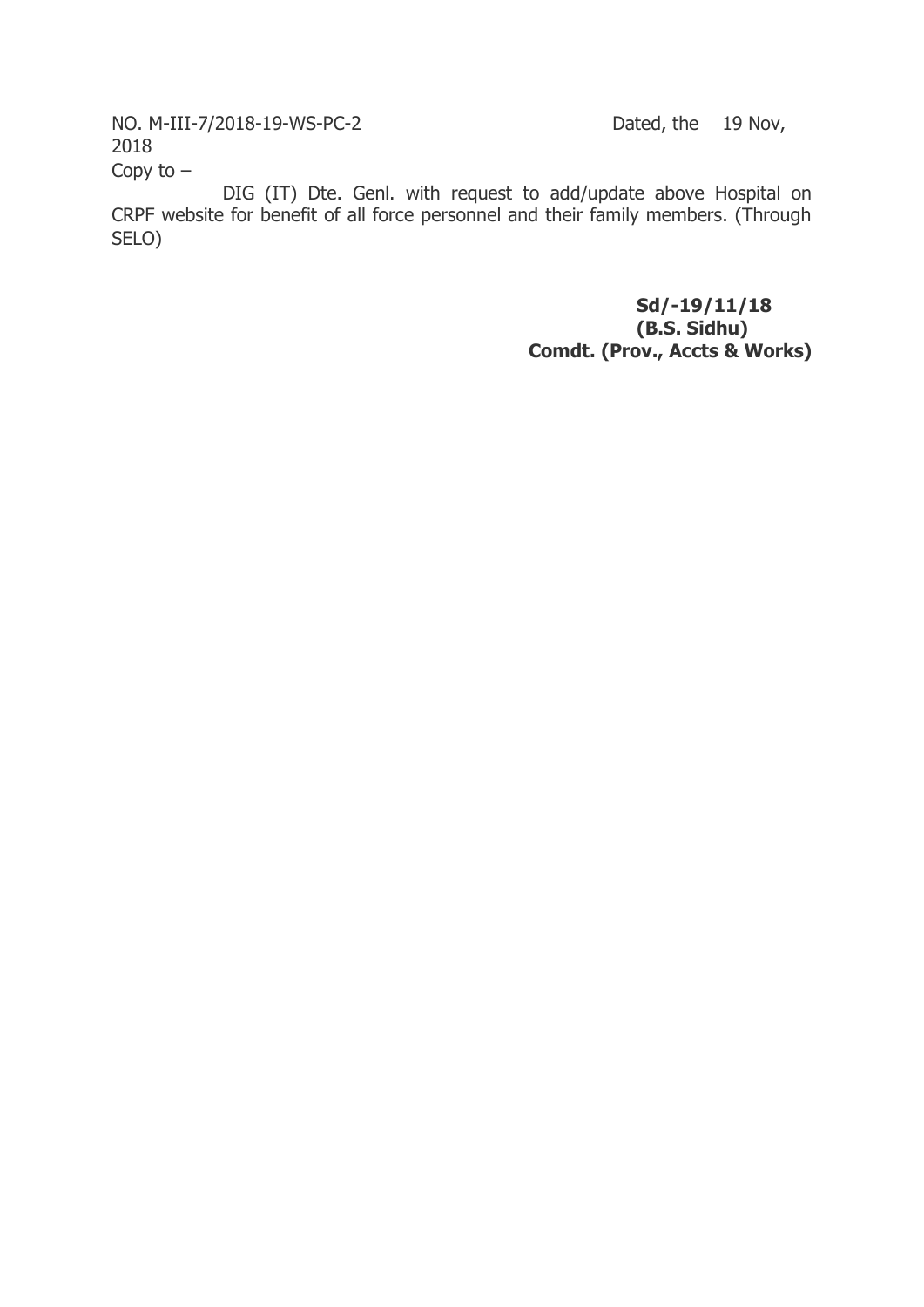NO. M-III-7/2018-19-WS-PC-2 Dated, the 19 Nov, 2018

Copy to –

DIG (IT) Dte. Genl. with request to add/update above Hospital on CRPF website for benefit of all force personnel and their family members. (Through SELO)

**Sd/-19/11/18**
**(B.S. Sidhu)**
**Comdt. (Prov., Accts & Works)**